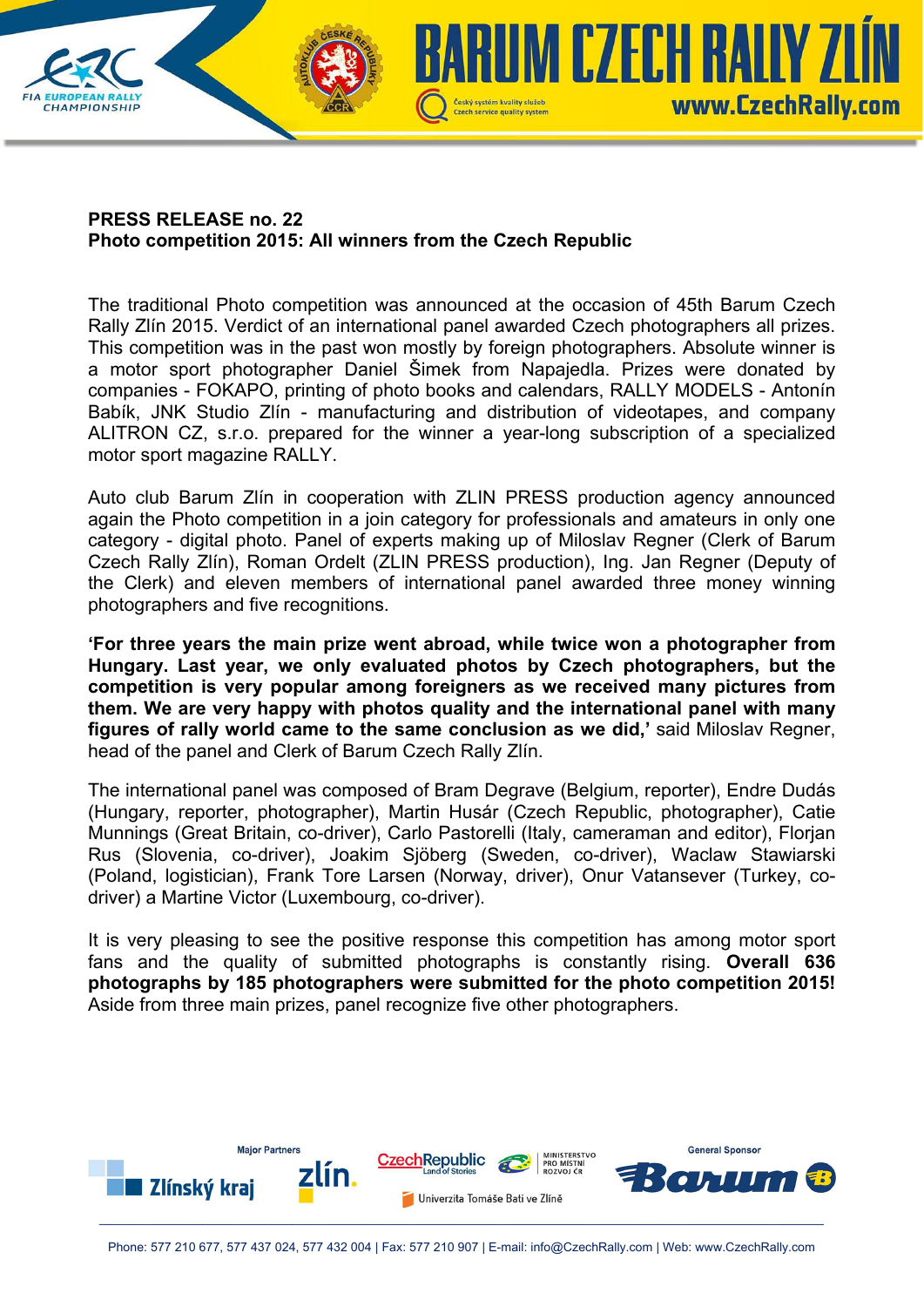**PRESS RELEASE no. 22**
**Photo competition 2015: All winners from the Czech Republic**

The traditional Photo competition was announced at the occasion of 45th Barum Czech Rally Zlín 2015. Verdict of an international panel awarded Czech photographers all prizes. This competition was in the past won mostly by foreign photographers. Absolute winner is a motor sport photographer Daniel Šimek from Napajedla. Prizes were donated by companies - FOKAPO, printing of photo books and calendars, RALLY MODELS - Antonín Babík, JNK Studio Zlín - manufacturing and distribution of videotapes, and company ALITRON CZ, s.r.o. prepared for the winner a year-long subscription of a specialized motor sport magazine RALLY.

Auto club Barum Zlín in cooperation with ZLIN PRESS production agency announced again the Photo competition in a join category for professionals and amateurs in only one category - digital photo. Panel of experts making up of Miloslav Regner (Clerk of Barum Czech Rally Zlín), Roman Ordelt (ZLIN PRESS production), Ing. Jan Regner (Deputy of the Clerk) and eleven members of international panel awarded three money winning photographers and five recognitions.

**'For three years the main prize went abroad, while twice won a photographer from Hungary. Last year, we only evaluated photos by Czech photographers, but the competition is very popular among foreigners as we received many pictures from them. We are very happy with photos quality and the international panel with many figures of rally world came to the same conclusion as we did,'** said Miloslav Regner, head of the panel and Clerk of Barum Czech Rally Zlín.

The international panel was composed of Bram Degrave (Belgium, reporter), Endre Dudás (Hungary, reporter, photographer), Martin Husár (Czech Republic, photographer), Catie Munnings (Great Britain, co-driver), Carlo Pastorelli (Italy, cameraman and editor), Florjan Rus (Slovenia, co-driver), Joakim Sjöberg (Sweden, co-driver), Waclaw Stawiarski (Poland, logistician), Frank Tore Larsen (Norway, driver), Onur Vatansever (Turkey, co-driver) a Martine Victor (Luxembourg, co-driver).

It is very pleasing to see the positive response this competition has among motor sport fans and the quality of submitted photographs is constantly rising. **Overall 636 photographs by 185 photographers were submitted for the photo competition 2015!** Aside from three main prizes, panel recognize five other photographers.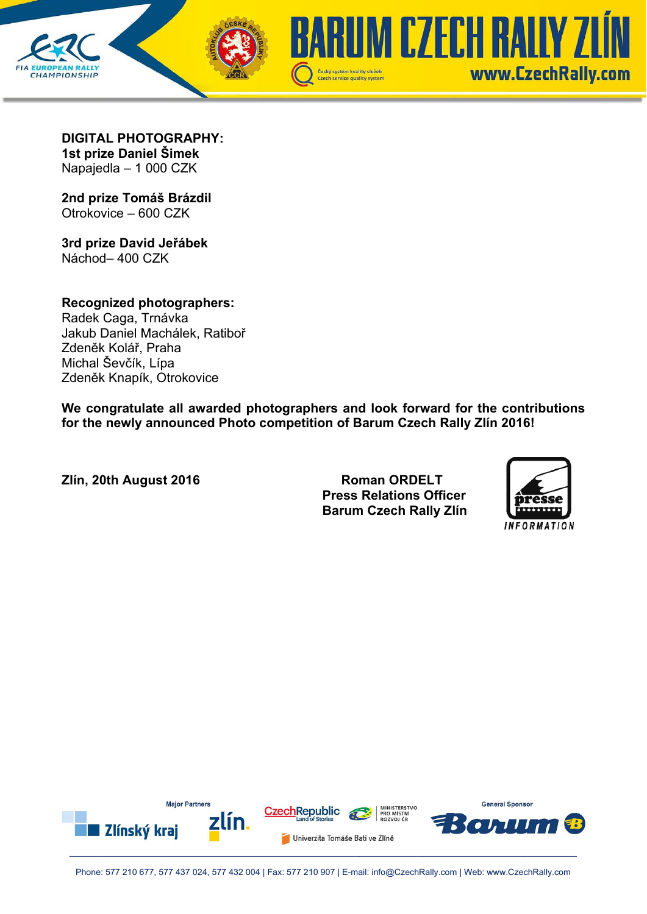**DIGITAL PHOTOGRAPHY:**
**1st prize Daniel Šimek**
Napajedla – 1 000 CZK

**2nd prize Tomáš Brázdil**
Otrokovice – 600 CZK

**3rd prize David Jeřábek**
Náchod– 400 CZK

**Recognized photographers:**
Radek Caga, Trnávka
Jakub Daniel Machálek, Ratiboř
Zdeněk Kolář, Praha
Michal Ševčík, Lípa
Zdeněk Knapík, Otrokovice

**We congratulate all awarded photographers and look forward for the contributions for the newly announced Photo competition of Barum Czech Rally Zlín 2016!**

**Zlín, 20th August 2016**

**Roman ORDELT**
**Press Relations Officer**
**Barum Czech Rally Zlín**